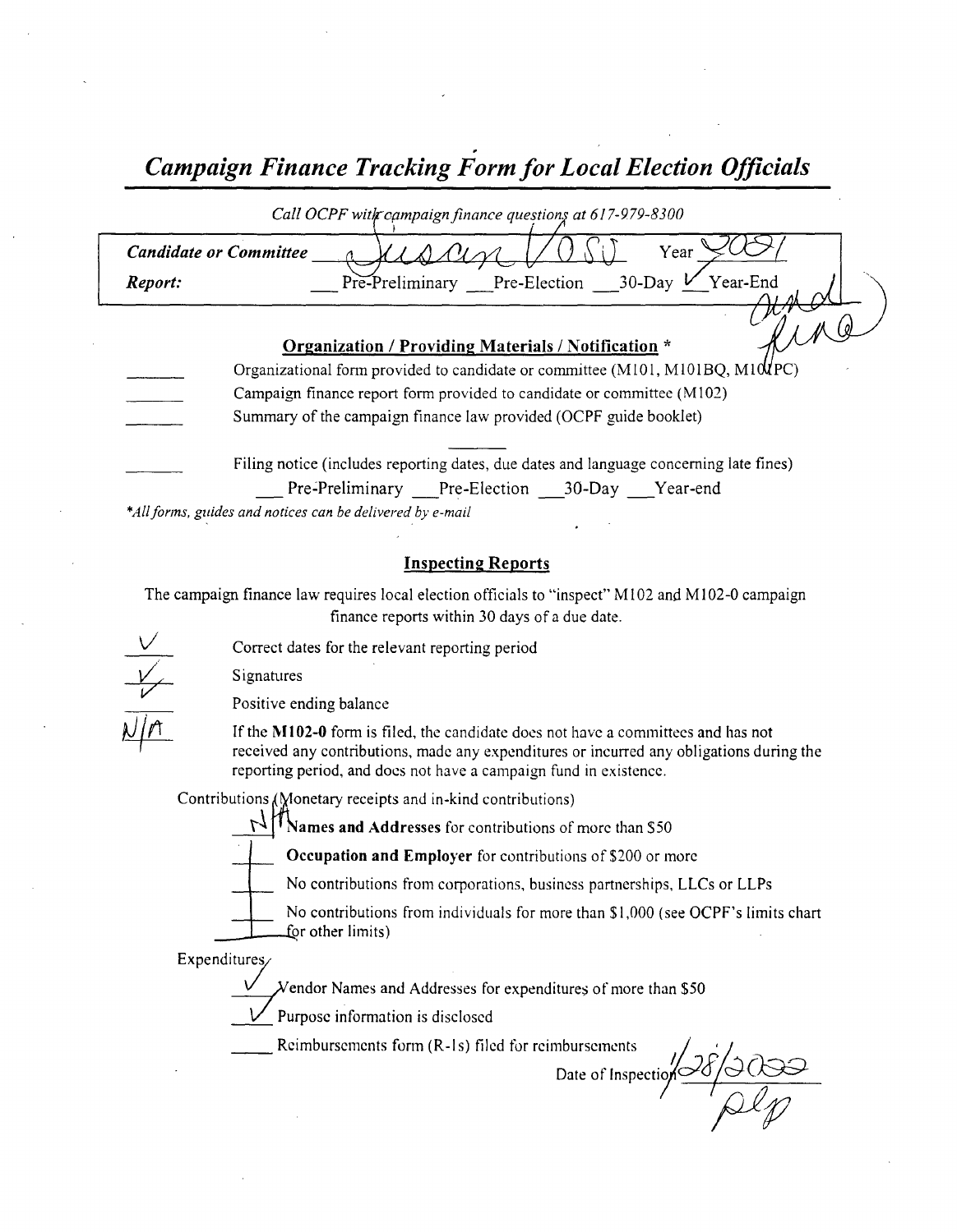# *Campaign Finance Tracking Form for Local Election Officials*

*Call OCPF with campaign finance questions at 617-979-8300*

| | |
|---|---|
| ***Candidate or Committee*** Susan Vosu | Year 2021 |
| ***Report:*** ___ Pre-Preliminary ___ Pre-Election ___ 30-Day ✓ Year-End | and final |

### Organization / Providing Materials / Notification *

_____ Organizational form provided to candidate or committee (M101, M101BQ, M101PC)

_____ Campaign finance report form provided to candidate or committee (M102)

_____ Summary of the campaign finance law provided (OCPF guide booklet)

_____ Filing notice (includes reporting dates, due dates and language concerning late fines)
___ Pre-Preliminary ___ Pre-Election ___ 30-Day ___ Year-end

*\*All forms, guides and notices can be delivered by e-mail*

### Inspecting Reports

The campaign finance law requires local election officials to "inspect" M102 and M102-0 campaign finance reports within 30 days of a due date.

✓ Correct dates for the relevant reporting period

✓ Signatures

✓ Positive ending balance

N/A If the **M102-0** form is filed, the candidate does not have a committees and has not received any contributions, made any expenditures or incurred any obligations during the reporting period, and does not have a campaign fund in existence.

Contributions (Monetary receipts and in-kind contributions)

N/A **Names and Addresses** for contributions of more than $50

_____ **Occupation and Employer** for contributions of $200 or more

_____ No contributions from corporations, business partnerships, LLCs or LLPs

_____ No contributions from individuals for more than $1,000 (see OCPF's limits chart for other limits)

Expenditures

✓ Vendor Names and Addresses for expenditures of more than $50

✓ Purpose information is disclosed

_____ Reimbursements form (R-1s) filed for reimbursements

Date of Inspection 1/28/2022

plp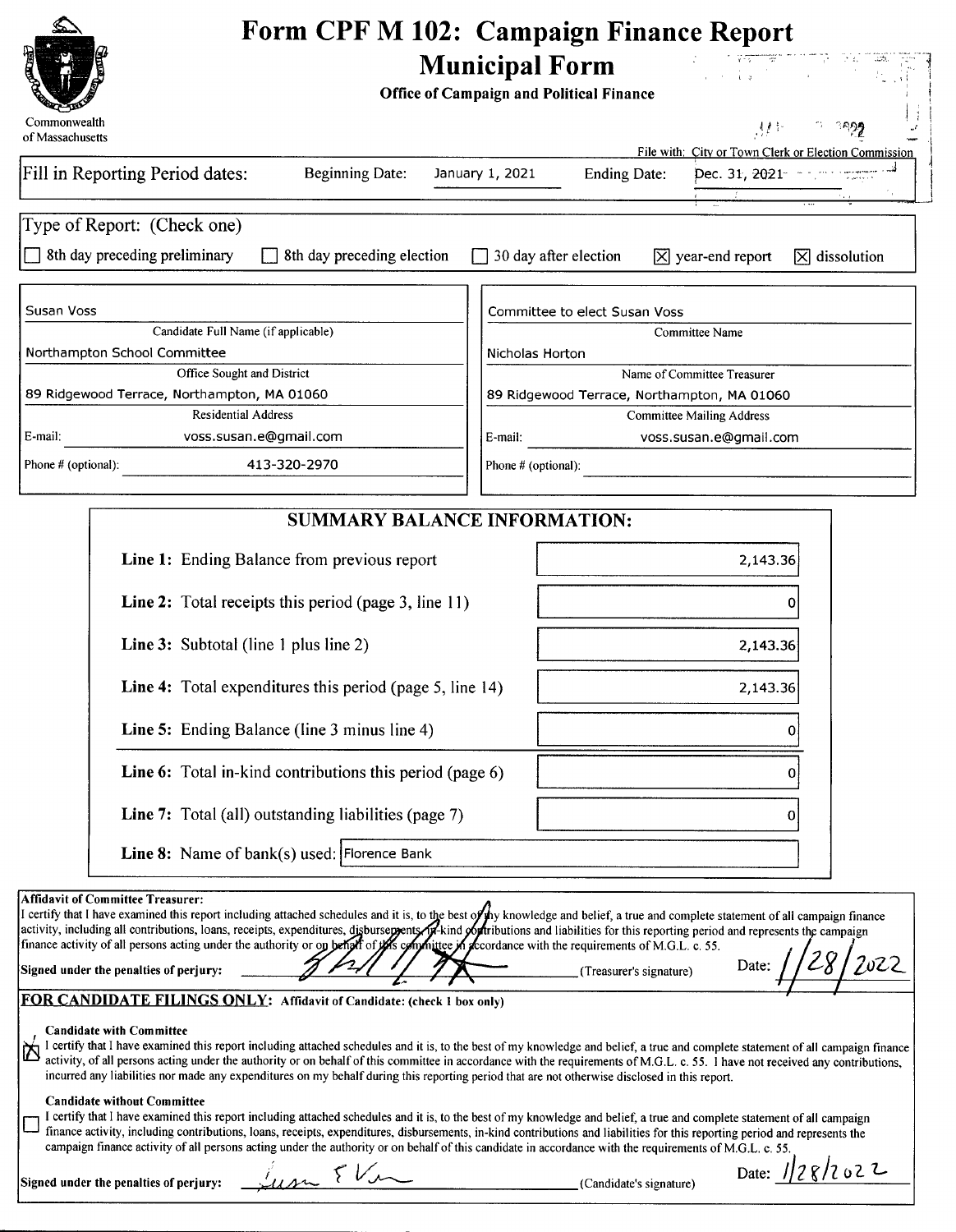# Form CPF M 102: Campaign Finance Report

## Municipal Form

**Office of Campaign and Political Finance**

Commonwealth of Massachusetts

File with: City or Town Clerk or Election Commission

Fill in Reporting Period dates: Beginning Date: January 1, 2021 Ending Date: Dec. 31, 2021

Type of Report: (Check one)

☐ 8th day preceding preliminary ☐ 8th day preceding election ☐ 30 day after election ☒ year-end report ☒ dissolution

| | |
|---|---|
| Susan Voss | Committee to elect Susan Voss |
| Candidate Full Name (if applicable) | Committee Name |
| Northampton School Committee | Nicholas Horton |
| Office Sought and District | Name of Committee Treasurer |
| 89 Ridgewood Terrace, Northampton, MA 01060 | 89 Ridgewood Terrace, Northampton, MA 01060 |
| Residential Address | Committee Mailing Address |
| E-mail: voss.susan.e@gmail.com | E-mail: voss.susan.e@gmail.com |
| Phone # (optional): 413-320-2970 | Phone # (optional): |

### SUMMARY BALANCE INFORMATION:

| | |
|---|---|
| **Line 1:** Ending Balance from previous report | 2,143.36 |
| **Line 2:** Total receipts this period (page 3, line 11) | 0 |
| **Line 3:** Subtotal (line 1 plus line 2) | 2,143.36 |
| **Line 4:** Total expenditures this period (page 5, line 14) | 2,143.36 |
| **Line 5:** Ending Balance (line 3 minus line 4) | 0 |
| **Line 6:** Total in-kind contributions this period (page 6) | 0 |
| **Line 7:** Total (all) outstanding liabilities (page 7) | 0 |
| **Line 8:** Name of bank(s) used: | Florence Bank |

**Affidavit of Committee Treasurer:**
I certify that I have examined this report including attached schedules and it is, to the best of my knowledge and belief, a true and complete statement of all campaign finance activity, including all contributions, loans, receipts, expenditures, disbursements, in-kind contributions and liabilities for this reporting period and represents the campaign finance activity of all persons acting under the authority or on behalf of this committee in accordance with the requirements of M.G.L. c. 55.

Signed under the penalties of perjury: [signature] (Treasurer's signature) Date: 1/28/2022

**FOR CANDIDATE FILINGS ONLY: Affidavit of Candidate: (check 1 box only)**

☒ **Candidate with Committee**
I certify that I have examined this report including attached schedules and it is, to the best of my knowledge and belief, a true and complete statement of all campaign finance activity, of all persons acting under the authority or on behalf of this committee in accordance with the requirements of M.G.L. c. 55. I have not received any contributions, incurred any liabilities nor made any expenditures on my behalf during this reporting period that are not otherwise disclosed in this report.

☐ **Candidate without Committee**
I certify that I have examined this report including attached schedules and it is, to the best of my knowledge and belief, a true and complete statement of all campaign finance activity, including contributions, loans, receipts, expenditures, disbursements, in-kind contributions and liabilities for this reporting period and represents the campaign finance activity of all persons acting under the authority or on behalf of this candidate in accordance with the requirements of M.G.L. c. 55.

Signed under the penalties of perjury: [signature] (Candidate's signature) Date: 1/28/2022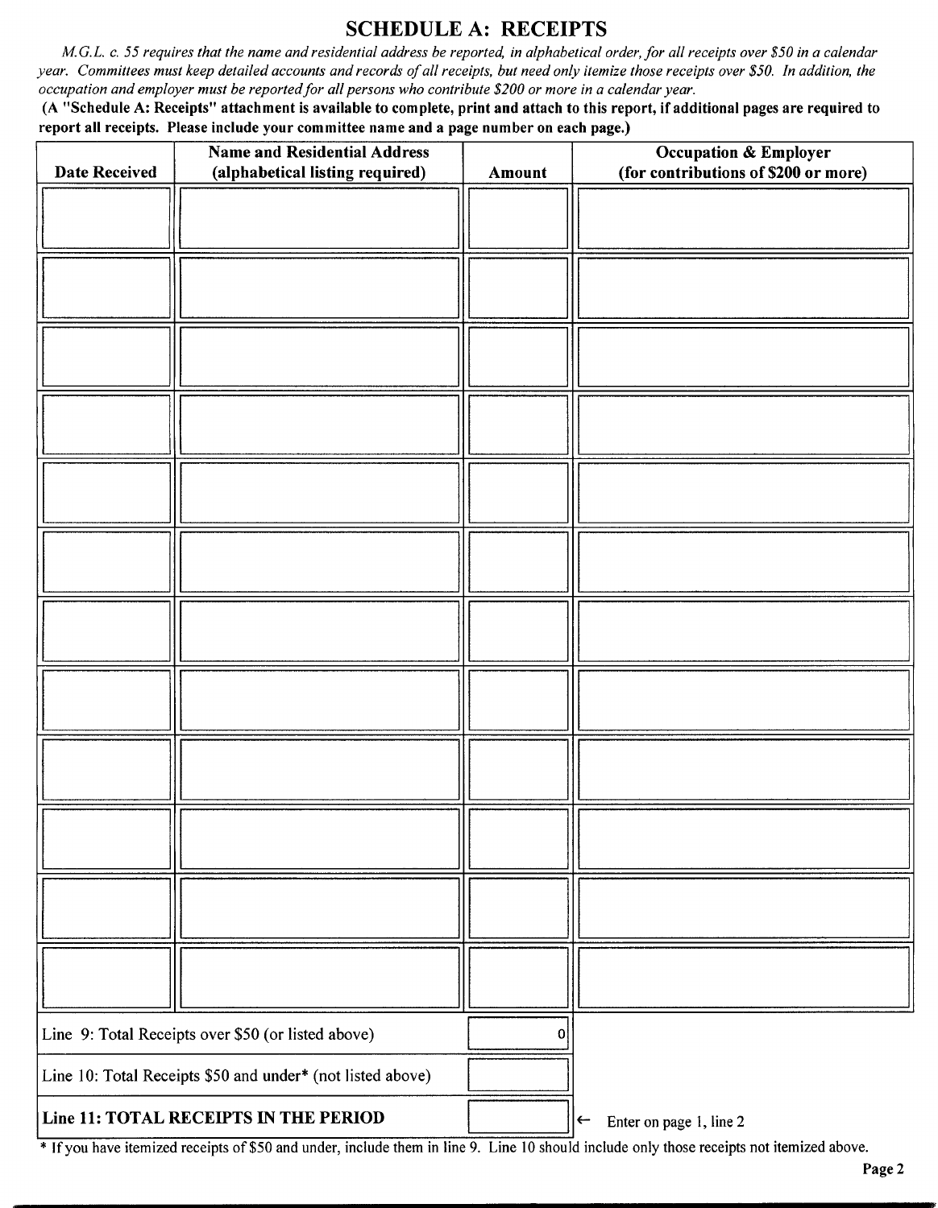## SCHEDULE A: RECEIPTS

*M.G.L. c. 55 requires that the name and residential address be reported, in alphabetical order, for all receipts over $50 in a calendar year. Committees must keep detailed accounts and records of all receipts, but need only itemize those receipts over $50. In addition, the occupation and employer must be reported for all persons who contribute $200 or more in a calendar year.*

**(A "Schedule A: Receipts" attachment is available to complete, print and attach to this report, if additional pages are required to report all receipts. Please include your committee name and a page number on each page.)**

| Date Received | Name and Residential Address (alphabetical listing required) | Amount | Occupation & Employer (for contributions of $200 or more) |
|---|---|---|---|
| | | | |
| | | | |
| | | | |
| | | | |
| | | | |
| | | | |
| | | | |
| | | | |
| | | | |
| | | | |
| | | | |
| | | | |

| | | |
|---|---|---|
| Line 9: Total Receipts over $50 (or listed above) | 0 | |
| Line 10: Total Receipts $50 and under* (not listed above) | | |
| **Line 11: TOTAL RECEIPTS IN THE PERIOD** | | ← Enter on page 1, line 2 |

* If you have itemized receipts of $50 and under, include them in line 9. Line 10 should include only those receipts not itemized above.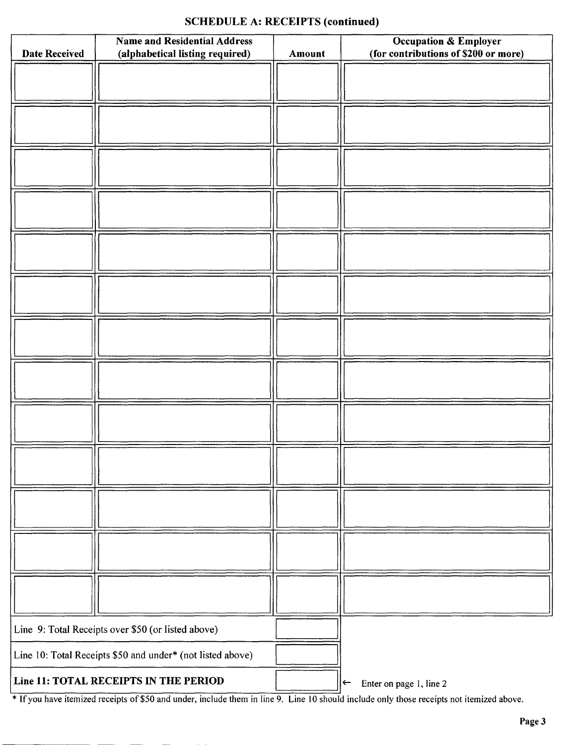## SCHEDULE A: RECEIPTS (continued)

| Date Received | Name and Residential Address (alphabetical listing required) | Amount | Occupation & Employer (for contributions of $200 or more) |
|---|---|---|---|
| | | | |
| | | | |
| | | | |
| | | | |
| | | | |
| | | | |
| | | | |
| | | | |
| | | | |
| | | | |
| | | | |
| | | | |
| | | | |

| | | |
|---|---|---|
| Line 9: Total Receipts over $50 (or listed above) | | |
| Line 10: Total Receipts $50 and under* (not listed above) | | |
| **Line 11: TOTAL RECEIPTS IN THE PERIOD** | | ← Enter on page 1, line 2 |

* If you have itemized receipts of $50 and under, include them in line 9. Line 10 should include only those receipts not itemized above.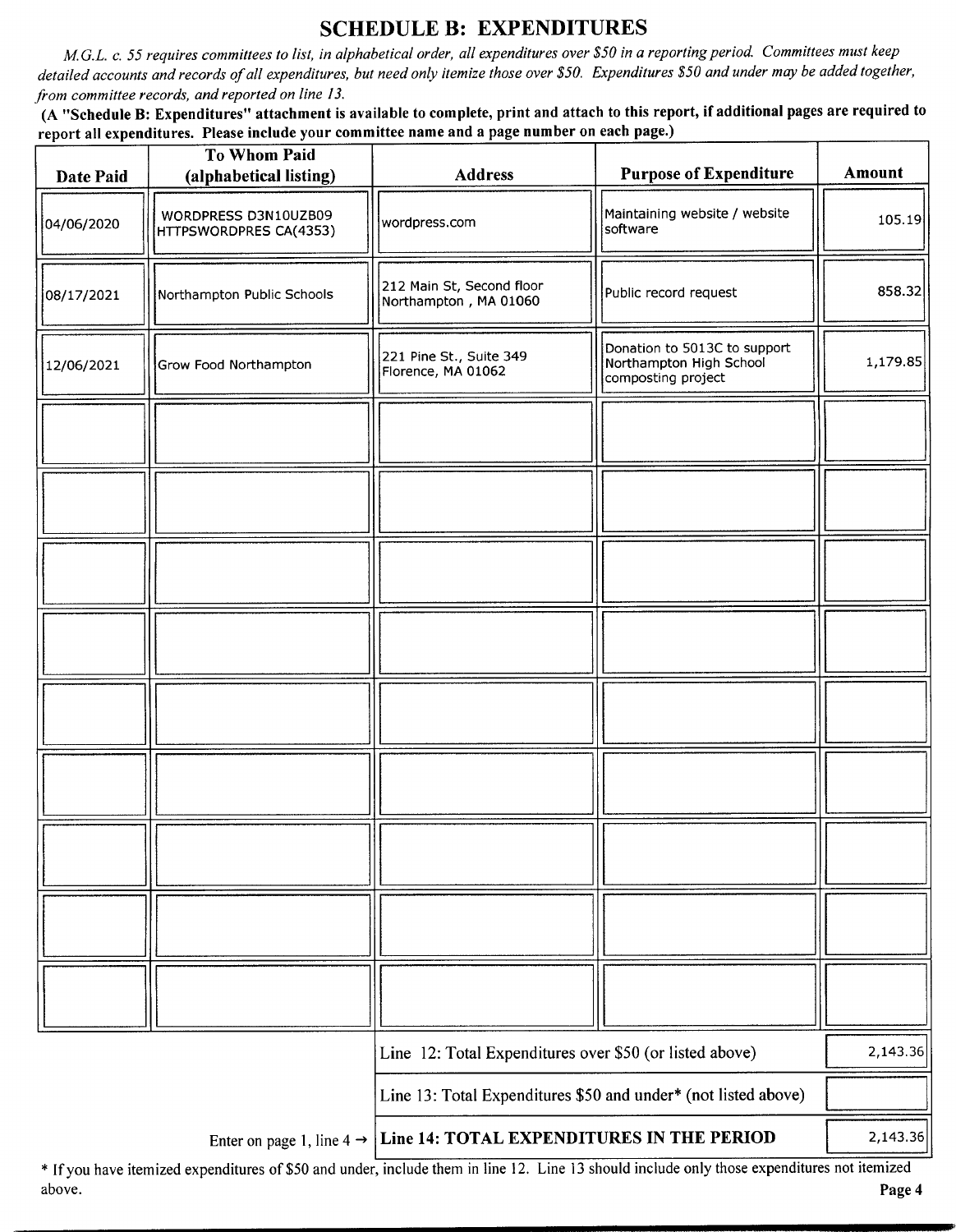## SCHEDULE B: EXPENDITURES

*M.G.L. c. 55 requires committees to list, in alphabetical order, all expenditures over $50 in a reporting period. Committees must keep detailed accounts and records of all expenditures, but need only itemize those over $50. Expenditures $50 and under may be added together, from committee records, and reported on line 13.*

**(A "Schedule B: Expenditures" attachment is available to complete, print and attach to this report, if additional pages are required to report all expenditures. Please include your committee name and a page number on each page.)**

| Date Paid | To Whom Paid (alphabetical listing) | Address | Purpose of Expenditure | Amount |
|---|---|---|---|---|
| 04/06/2020 | WORDPRESS D3N10UZB09 HTTPSWORDPRES CA(4353) | wordpress.com | Maintaining website / website software | 105.19 |
| 08/17/2021 | Northampton Public Schools | 212 Main St, Second floor Northampton , MA 01060 | Public record request | 858.32 |
| 12/06/2021 | Grow Food Northampton | 221 Pine St., Suite 349 Florence, MA 01062 | Donation to 5013C to support Northampton High School composting project | 1,179.85 |
| | | | | |
| | | | | |
| | | | | |
| | | | | |
| | | | | |
| | | | | |
| | | | | |
| | | | | |
| | | | | |

| | |
|---|---|
| Line 12: Total Expenditures over $50 (or listed above) | 2,143.36 |
| Line 13: Total Expenditures $50 and under* (not listed above) | |
| Enter on page 1, line 4 → **Line 14: TOTAL EXPENDITURES IN THE PERIOD** | 2,143.36 |

\* If you have itemized expenditures of $50 and under, include them in line 12. Line 13 should include only those expenditures not itemized above.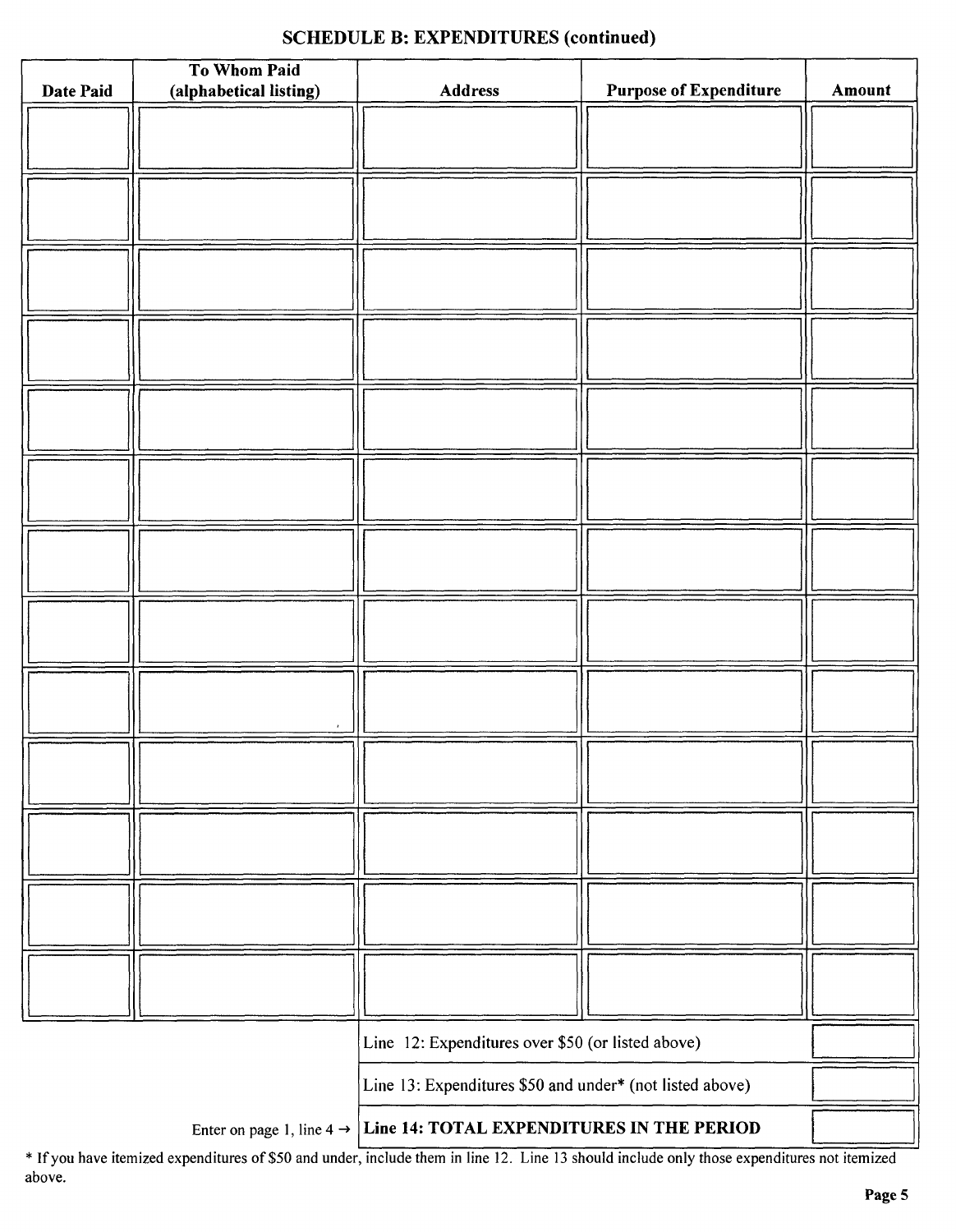## SCHEDULE B: EXPENDITURES (continued)

| Date Paid | To Whom Paid (alphabetical listing) | Address | Purpose of Expenditure | Amount |
|---|---|---|---|---|
| | | | | |
| | | | | |
| | | | | |
| | | | | |
| | | | | |
| | | | | |
| | | | | |
| | | | | |
| | | | | |
| | | | | |
| | | | | |
| | | | | |
| | | | | |

| | |
|---|---|
| Line 12: Expenditures over $50 (or listed above) | |
| Line 13: Expenditures $50 and under* (not listed above) | |
| Enter on page 1, line 4 → **Line 14: TOTAL EXPENDITURES IN THE PERIOD** | |

* If you have itemized expenditures of $50 and under, include them in line 12. Line 13 should include only those expenditures not itemized above.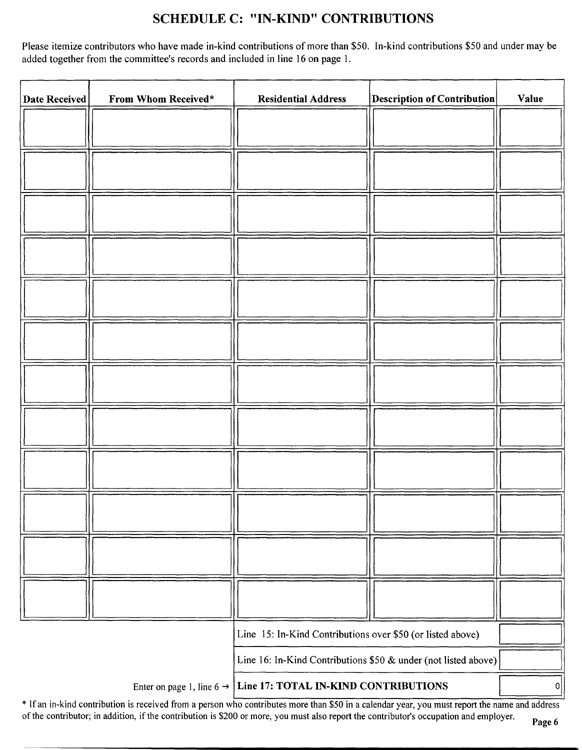## SCHEDULE C: "IN-KIND" CONTRIBUTIONS

Please itemize contributors who have made in-kind contributions of more than $50. In-kind contributions $50 and under may be added together from the committee's records and included in line 16 on page 1.

| Date Received | From Whom Received* | Residential Address | Description of Contribution | Value |
|---|---|---|---|---|
| | | | | |
| | | | | |
| | | | | |
| | | | | |
| | | | | |
| | | | | |
| | | | | |
| | | | | |
| | | | | |
| | | | | |
| | | | | |
| | | | | |

| | |
|---|---|
| Line 15: In-Kind Contributions over $50 (or listed above) | |
| Line 16: In-Kind Contributions $50 & under (not listed above) | |
| Enter on page 1, line 6 → **Line 17: TOTAL IN-KIND CONTRIBUTIONS** | 0 |

* If an in-kind contribution is received from a person who contributes more than $50 in a calendar year, you must report the name and address of the contributor; in addition, if the contribution is $200 or more, you must also report the contributor's occupation and employer.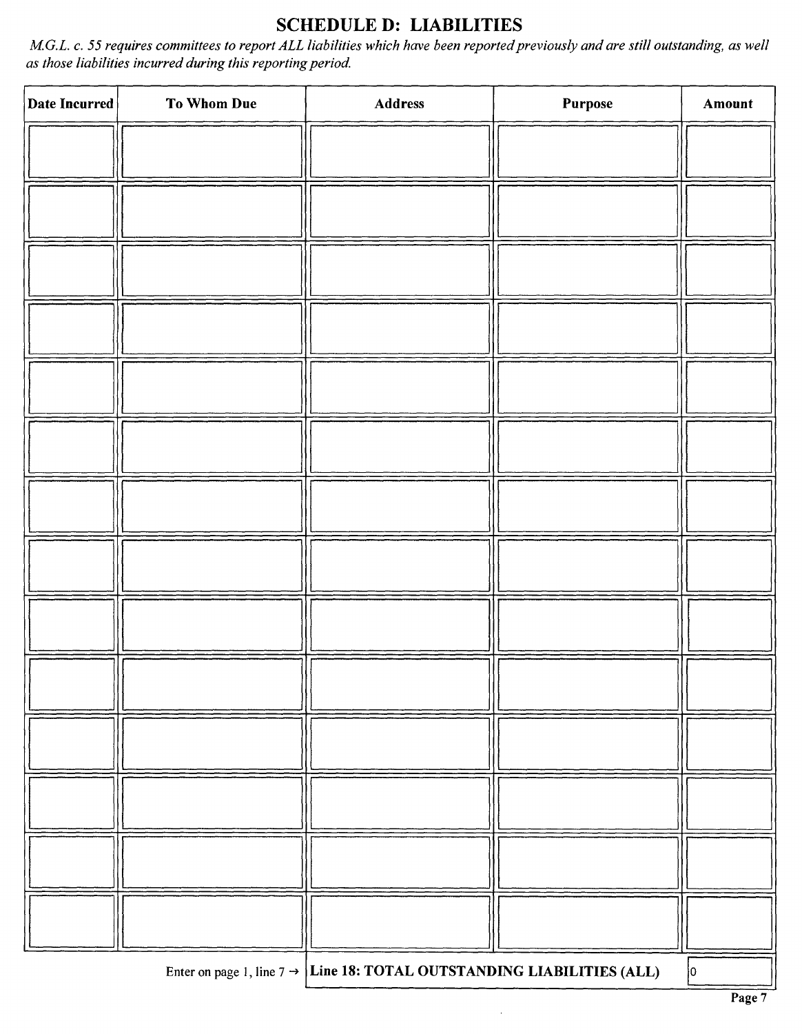## SCHEDULE D: LIABILITIES

*M.G.L. c. 55 requires committees to report ALL liabilities which have been reported previously and are still outstanding, as well as those liabilities incurred during this reporting period.*

| Date Incurred | To Whom Due | Address | Purpose | Amount |
|---|---|---|---|---|
| | | | | |
| | | | | |
| | | | | |
| | | | | |
| | | | | |
| | | | | |
| | | | | |
| | | | | |
| | | | | |
| | | | | |
| | | | | |
| | | | | |
| | | | | |
| | | | | |

Enter on page 1, line 7 → **Line 18: TOTAL OUTSTANDING LIABILITIES (ALL)** 0